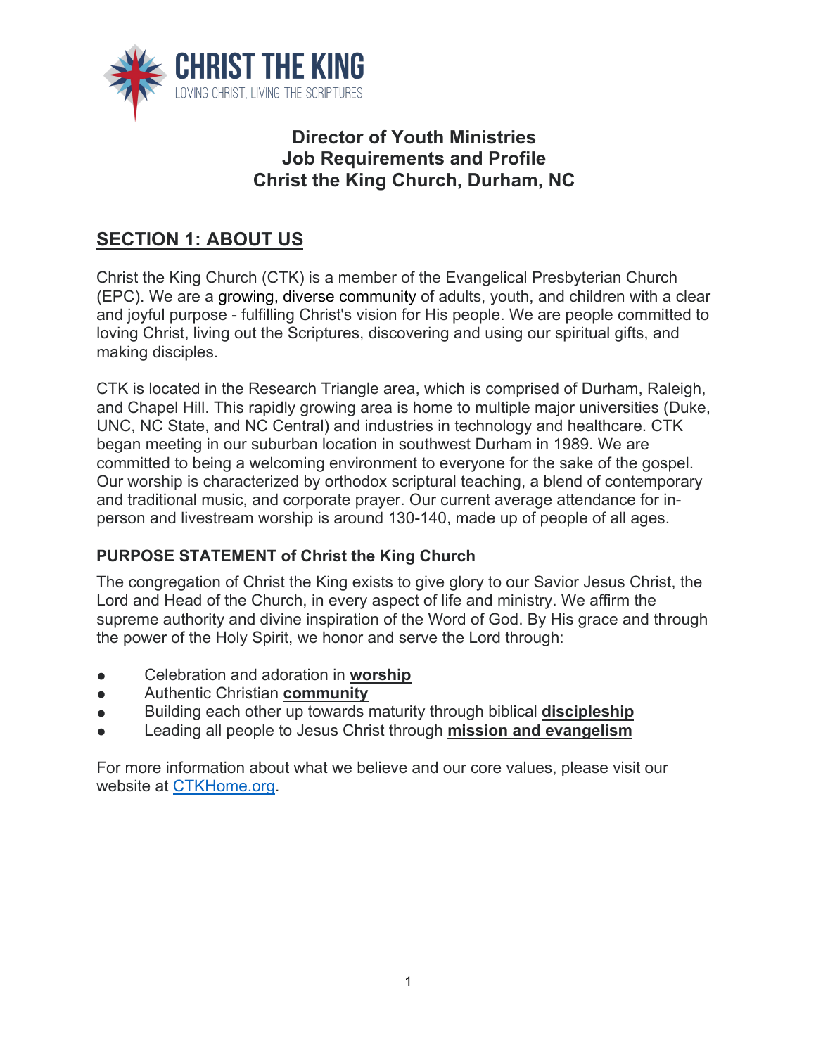**CHRIST THE KING**
LOVING CHRIST, LIVING THE SCRIPTURES

# Director of Youth Ministries
# Job Requirements and Profile
# Christ the King Church, Durham, NC

## SECTION 1: ABOUT US

Christ the King Church (CTK) is a member of the Evangelical Presbyterian Church (EPC). We are a growing, diverse community of adults, youth, and children with a clear and joyful purpose - fulfilling Christ's vision for His people. We are people committed to loving Christ, living out the Scriptures, discovering and using our spiritual gifts, and making disciples.

CTK is located in the Research Triangle area, which is comprised of Durham, Raleigh, and Chapel Hill. This rapidly growing area is home to multiple major universities (Duke, UNC, NC State, and NC Central) and industries in technology and healthcare. CTK began meeting in our suburban location in southwest Durham in 1989. We are committed to being a welcoming environment to everyone for the sake of the gospel. Our worship is characterized by orthodox scriptural teaching, a blend of contemporary and traditional music, and corporate prayer. Our current average attendance for in-person and livestream worship is around 130-140, made up of people of all ages.

### PURPOSE STATEMENT of Christ the King Church

The congregation of Christ the King exists to give glory to our Savior Jesus Christ, the Lord and Head of the Church, in every aspect of life and ministry. We affirm the supreme authority and divine inspiration of the Word of God. By His grace and through the power of the Holy Spirit, we honor and serve the Lord through:

- Celebration and adoration in **worship**
- Authentic Christian **community**
- Building each other up towards maturity through biblical **discipleship**
- Leading all people to Jesus Christ through **mission and evangelism**

For more information about what we believe and our core values, please visit our website at CTKHome.org.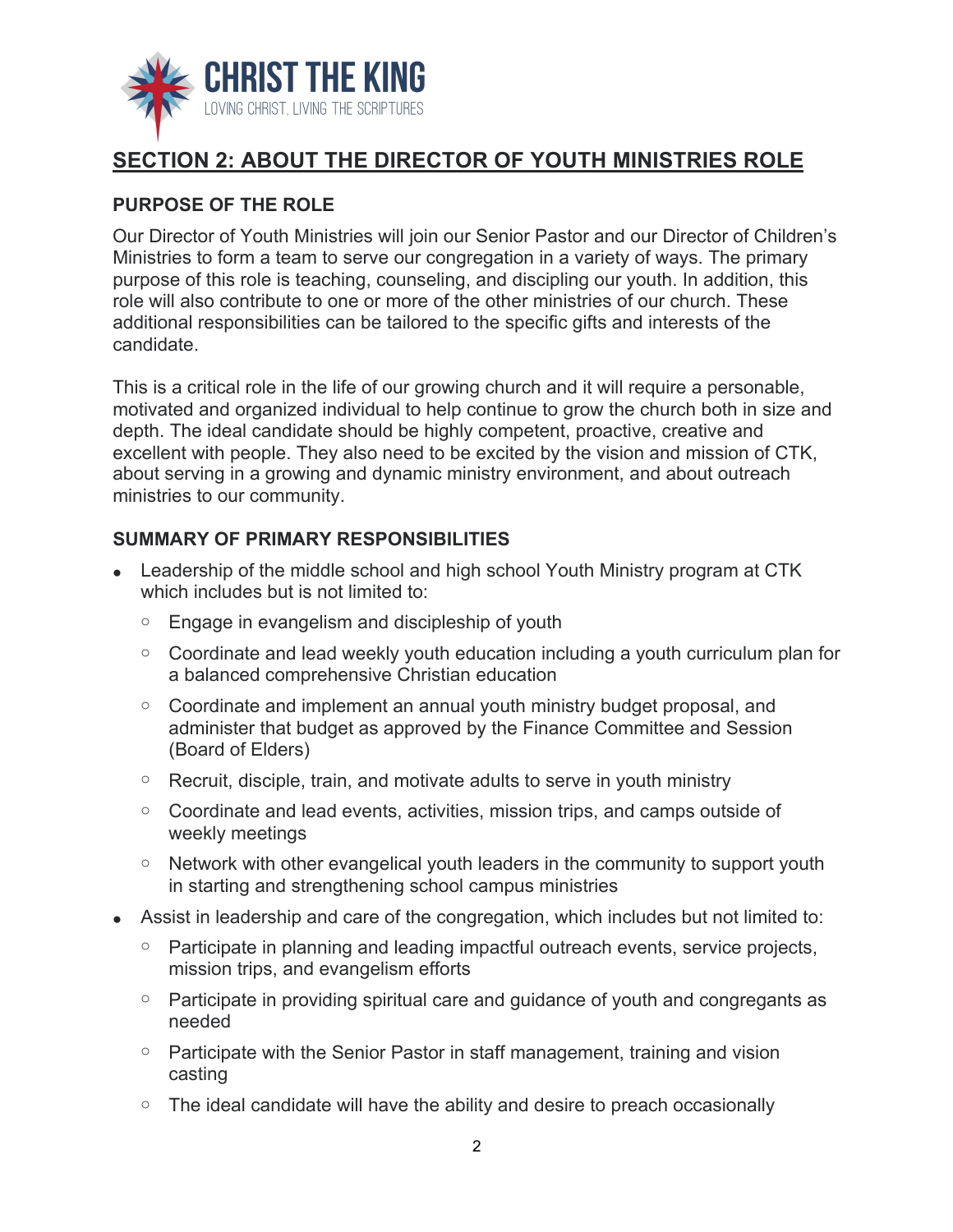## SECTION 2: ABOUT THE DIRECTOR OF YOUTH MINISTRIES ROLE

### PURPOSE OF THE ROLE

Our Director of Youth Ministries will join our Senior Pastor and our Director of Children's Ministries to form a team to serve our congregation in a variety of ways. The primary purpose of this role is teaching, counseling, and discipling our youth. In addition, this role will also contribute to one or more of the other ministries of our church. These additional responsibilities can be tailored to the specific gifts and interests of the candidate.

This is a critical role in the life of our growing church and it will require a personable, motivated and organized individual to help continue to grow the church both in size and depth. The ideal candidate should be highly competent, proactive, creative and excellent with people. They also need to be excited by the vision and mission of CTK, about serving in a growing and dynamic ministry environment, and about outreach ministries to our community.

### SUMMARY OF PRIMARY RESPONSIBILITIES

- Leadership of the middle school and high school Youth Ministry program at CTK which includes but is not limited to:
  - Engage in evangelism and discipleship of youth
  - Coordinate and lead weekly youth education including a youth curriculum plan for a balanced comprehensive Christian education
  - Coordinate and implement an annual youth ministry budget proposal, and administer that budget as approved by the Finance Committee and Session (Board of Elders)
  - Recruit, disciple, train, and motivate adults to serve in youth ministry
  - Coordinate and lead events, activities, mission trips, and camps outside of weekly meetings
  - Network with other evangelical youth leaders in the community to support youth in starting and strengthening school campus ministries
- Assist in leadership and care of the congregation, which includes but not limited to:
  - Participate in planning and leading impactful outreach events, service projects, mission trips, and evangelism efforts
  - Participate in providing spiritual care and guidance of youth and congregants as needed
  - Participate with the Senior Pastor in staff management, training and vision casting
  - The ideal candidate will have the ability and desire to preach occasionally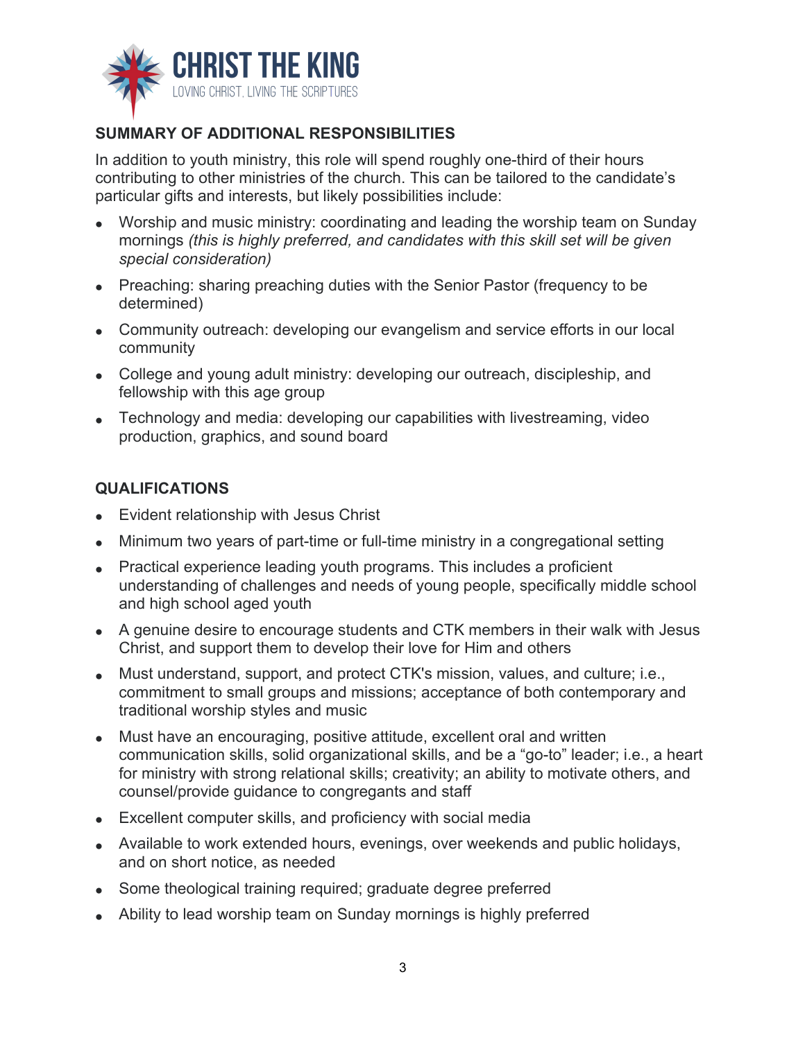## SUMMARY OF ADDITIONAL RESPONSIBILITIES

In addition to youth ministry, this role will spend roughly one-third of their hours contributing to other ministries of the church. This can be tailored to the candidate's particular gifts and interests, but likely possibilities include:

- Worship and music ministry: coordinating and leading the worship team on Sunday mornings *(this is highly preferred, and candidates with this skill set will be given special consideration)*
- Preaching: sharing preaching duties with the Senior Pastor (frequency to be determined)
- Community outreach: developing our evangelism and service efforts in our local community
- College and young adult ministry: developing our outreach, discipleship, and fellowship with this age group
- Technology and media: developing our capabilities with livestreaming, video production, graphics, and sound board

## QUALIFICATIONS

- Evident relationship with Jesus Christ
- Minimum two years of part-time or full-time ministry in a congregational setting
- Practical experience leading youth programs. This includes a proficient understanding of challenges and needs of young people, specifically middle school and high school aged youth
- A genuine desire to encourage students and CTK members in their walk with Jesus Christ, and support them to develop their love for Him and others
- Must understand, support, and protect CTK's mission, values, and culture; i.e., commitment to small groups and missions; acceptance of both contemporary and traditional worship styles and music
- Must have an encouraging, positive attitude, excellent oral and written communication skills, solid organizational skills, and be a "go-to" leader; i.e., a heart for ministry with strong relational skills; creativity; an ability to motivate others, and counsel/provide guidance to congregants and staff
- Excellent computer skills, and proficiency with social media
- Available to work extended hours, evenings, over weekends and public holidays, and on short notice, as needed
- Some theological training required; graduate degree preferred
- Ability to lead worship team on Sunday mornings is highly preferred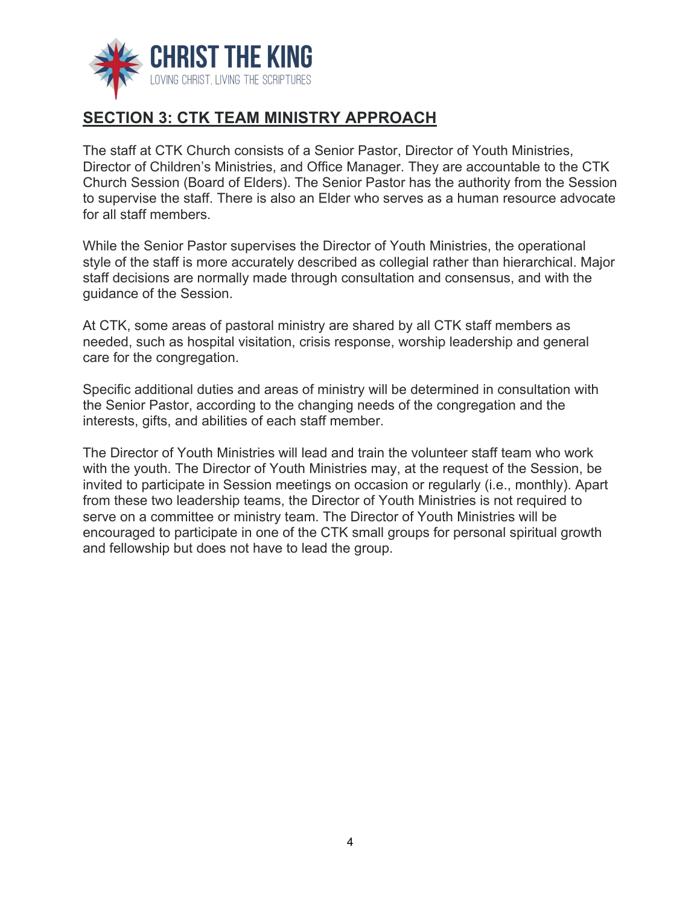CHRIST THE KING

LOVING CHRIST, LIVING THE SCRIPTURES

## SECTION 3: CTK TEAM MINISTRY APPROACH

The staff at CTK Church consists of a Senior Pastor, Director of Youth Ministries, Director of Children's Ministries, and Office Manager. They are accountable to the CTK Church Session (Board of Elders). The Senior Pastor has the authority from the Session to supervise the staff. There is also an Elder who serves as a human resource advocate for all staff members.

While the Senior Pastor supervises the Director of Youth Ministries, the operational style of the staff is more accurately described as collegial rather than hierarchical. Major staff decisions are normally made through consultation and consensus, and with the guidance of the Session.

At CTK, some areas of pastoral ministry are shared by all CTK staff members as needed, such as hospital visitation, crisis response, worship leadership and general care for the congregation.

Specific additional duties and areas of ministry will be determined in consultation with the Senior Pastor, according to the changing needs of the congregation and the interests, gifts, and abilities of each staff member.

The Director of Youth Ministries will lead and train the volunteer staff team who work with the youth. The Director of Youth Ministries may, at the request of the Session, be invited to participate in Session meetings on occasion or regularly (i.e., monthly). Apart from these two leadership teams, the Director of Youth Ministries is not required to serve on a committee or ministry team. The Director of Youth Ministries will be encouraged to participate in one of the CTK small groups for personal spiritual growth and fellowship but does not have to lead the group.